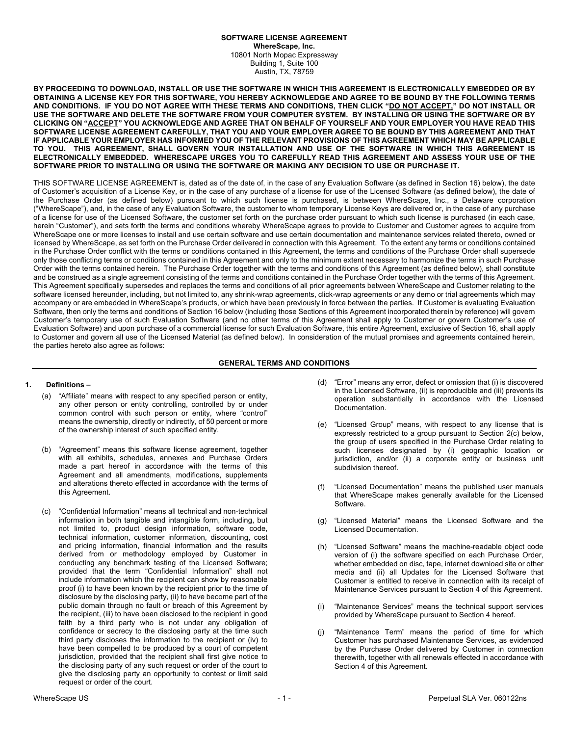# SOFTWARE LICENSE AGREEMENT

**WhereScape, Inc.**
10801 North Mopac Expressway
Building 1, Suite 100
Austin, TX, 78759

**BY PROCEEDING TO DOWNLOAD, INSTALL OR USE THE SOFTWARE IN WHICH THIS AGREEMENT IS ELECTRONICALLY EMBEDDED OR BY OBTAINING A LICENSE KEY FOR THIS SOFTWARE, YOU HEREBY ACKNOWLEDGE AND AGREE TO BE BOUND BY THE FOLLOWING TERMS AND CONDITIONS. IF YOU DO NOT AGREE WITH THESE TERMS AND CONDITIONS, THEN CLICK "<u>DO NOT ACCEPT</u>," DO NOT INSTALL OR USE THE SOFTWARE AND DELETE THE SOFTWARE FROM YOUR COMPUTER SYSTEM. BY INSTALLING OR USING THE SOFTWARE OR BY CLICKING ON "<u>ACCEPT</u>" YOU ACKNOWLEDGE AND AGREE THAT ON BEHALF OF YOURSELF AND YOUR EMPLOYER YOU HAVE READ THIS SOFTWARE LICENSE AGREEMENT CAREFULLY, THAT YOU AND YOUR EMPLOYER AGREE TO BE BOUND BY THIS AGREEMENT AND THAT IF APPLICABLE YOUR EMPLOYER HAS INFORMED YOU OF THE RELEVANT PROVISIONS OF THIS AGREEMENT WHICH MAY BE APPLICABLE TO YOU. THIS AGREEMENT, SHALL GOVERN YOUR INSTALLATION AND USE OF THE SOFTWARE IN WHICH THIS AGREEMENT IS ELECTRONICALLY EMBEDDED. WHERESCAPE URGES YOU TO CAREFULLY READ THIS AGREEMENT AND ASSESS YOUR USE OF THE SOFTWARE PRIOR TO INSTALLING OR USING THE SOFTWARE OR MAKING ANY DECISION TO USE OR PURCHASE IT.**

THIS SOFTWARE LICENSE AGREEMENT is, dated as of the date of, in the case of any Evaluation Software (as defined in Section 16) below), the date of Customer's acquisition of a License Key, or in the case of any purchase of a license for use of the Licensed Software (as defined below), the date of the Purchase Order (as defined below) pursuant to which such license is purchased, is between WhereScape, Inc., a Delaware corporation ("WhereScape"), and, in the case of any Evaluation Software, the customer to whom temporary License Keys are delivered or, in the case of any purchase of a license for use of the Licensed Software, the customer set forth on the purchase order pursuant to which such license is purchased (in each case, herein "Customer"), and sets forth the terms and conditions whereby WhereScape agrees to provide to Customer and Customer agrees to acquire from WhereScape one or more licenses to install and use certain software and use certain documentation and maintenance services related thereto, owned or licensed by WhereScape, as set forth on the Purchase Order delivered in connection with this Agreement. To the extent any terms or conditions contained in the Purchase Order conflict with the terms or conditions contained in this Agreement, the terms and conditions of the Purchase Order shall supersede only those conflicting terms or conditions contained in this Agreement and only to the minimum extent necessary to harmonize the terms in such Purchase Order with the terms contained herein. The Purchase Order together with the terms and conditions of this Agreement (as defined below), shall constitute and be construed as a single agreement consisting of the terms and conditions contained in the Purchase Order together with the terms of this Agreement. This Agreement specifically supersedes and replaces the terms and conditions of all prior agreements between WhereScape and Customer relating to the software licensed hereunder, including, but not limited to, any shrink-wrap agreements, click-wrap agreements or any demo or trial agreements which may accompany or are embedded in WhereScape's products, or which have been previously in force between the parties. If Customer is evaluating Evaluation Software, then only the terms and conditions of Section 16 below (including those Sections of this Agreement incorporated therein by reference) will govern Customer's temporary use of such Evaluation Software (and no other terms of this Agreement shall apply to Customer or govern Customer's use of Evaluation Software) and upon purchase of a commercial license for such Evaluation Software, this entire Agreement, exclusive of Section 16, shall apply to Customer and govern all use of the Licensed Material (as defined below). In consideration of the mutual promises and agreements contained herein, the parties hereto also agree as follows:

## GENERAL TERMS AND CONDITIONS

### 1. Definitions –

(a) "Affiliate" means with respect to any specified person or entity, any other person or entity controlling, controlled by or under common control with such person or entity, where "control" means the ownership, directly or indirectly, of 50 percent or more of the ownership interest of such specified entity.

(b) "Agreement" means this software license agreement, together with all exhibits, schedules, annexes and Purchase Orders made a part hereof in accordance with the terms of this Agreement and all amendments, modifications, supplements and alterations thereto effected in accordance with the terms of this Agreement.

(c) "Confidential Information" means all technical and non-technical information in both tangible and intangible form, including, but not limited to, product design information, software code, technical information, customer information, discounting, cost and pricing information, financial information and the results derived from or methodology employed by Customer in conducting any benchmark testing of the Licensed Software; provided that the term "Confidential Information" shall not include information which the recipient can show by reasonable proof (i) to have been known by the recipient prior to the time of disclosure by the disclosing party, (ii) to have become part of the public domain through no fault or breach of this Agreement by the recipient, (iii) to have been disclosed to the recipient in good faith by a third party who is not under any obligation of confidence or secrecy to the disclosing party at the time such third party discloses the information to the recipient or (iv) to have been compelled to be produced by a court of competent jurisdiction, provided that the recipient shall first give notice to the disclosing party of any such request or order of the court to give the disclosing party an opportunity to contest or limit said request or order of the court.

(d) "Error" means any error, defect or omission that (i) is discovered in the Licensed Software, (ii) is reproducible and (iii) prevents its operation substantially in accordance with the Licensed Documentation.

(e) "Licensed Group" means, with respect to any license that is expressly restricted to a group pursuant to Section 2(c) below, the group of users specified in the Purchase Order relating to such licenses designated by (i) geographic location or jurisdiction, and/or (ii) a corporate entity or business unit subdivision thereof.

(f) "Licensed Documentation" means the published user manuals that WhereScape makes generally available for the Licensed Software.

(g) "Licensed Material" means the Licensed Software and the Licensed Documentation.

(h) "Licensed Software" means the machine-readable object code version of (i) the software specified on each Purchase Order, whether embedded on disc, tape, internet download site or other media and (ii) all Updates for the Licensed Software that Customer is entitled to receive in connection with its receipt of Maintenance Services pursuant to Section 4 of this Agreement.

(i) "Maintenance Services" means the technical support services provided by WhereScape pursuant to Section 4 hereof.

(j) "Maintenance Term" means the period of time for which Customer has purchased Maintenance Services, as evidenced by the Purchase Order delivered by Customer in connection therewith, together with all renewals effected in accordance with Section 4 of this Agreement.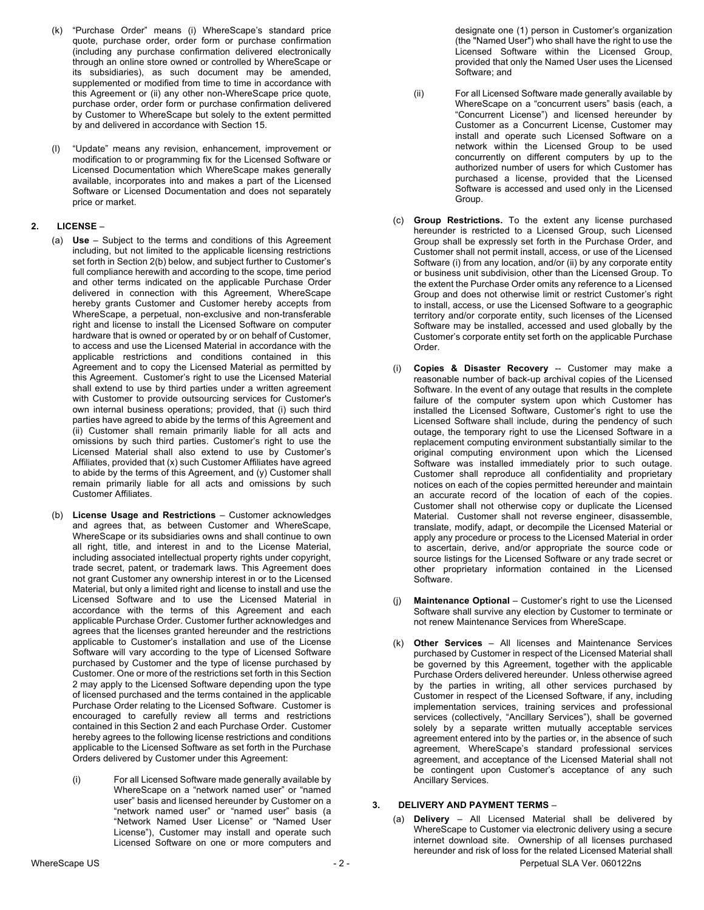(k) "Purchase Order" means (i) WhereScape's standard price quote, purchase order, order form or purchase confirmation (including any purchase confirmation delivered electronically through an online store owned or controlled by WhereScape or its subsidiaries), as such document may be amended, supplemented or modified from time to time in accordance with this Agreement or (ii) any other non-WhereScape price quote, purchase order, order form or purchase confirmation delivered by Customer to WhereScape but solely to the extent permitted by and delivered in accordance with Section 15.

(l) "Update" means any revision, enhancement, improvement or modification to or programming fix for the Licensed Software or Licensed Documentation which WhereScape makes generally available, incorporates into and makes a part of the Licensed Software or Licensed Documentation and does not separately price or market.

## 2. LICENSE –

(a) **Use** – Subject to the terms and conditions of this Agreement including, but not limited to the applicable licensing restrictions set forth in Section 2(b) below, and subject further to Customer's full compliance herewith and according to the scope, time period and other terms indicated on the applicable Purchase Order delivered in connection with this Agreement, WhereScape hereby grants Customer and Customer hereby accepts from WhereScape, a perpetual, non-exclusive and non-transferable right and license to install the Licensed Software on computer hardware that is owned or operated by or on behalf of Customer, to access and use the Licensed Material in accordance with the applicable restrictions and conditions contained in this Agreement and to copy the Licensed Material as permitted by this Agreement. Customer's right to use the Licensed Material shall extend to use by third parties under a written agreement with Customer to provide outsourcing services for Customer's own internal business operations; provided, that (i) such third parties have agreed to abide by the terms of this Agreement and (ii) Customer shall remain primarily liable for all acts and omissions by such third parties. Customer's right to use the Licensed Material shall also extend to use by Customer's Affiliates, provided that (x) such Customer Affiliates have agreed to abide by the terms of this Agreement, and (y) Customer shall remain primarily liable for all acts and omissions by such Customer Affiliates.

(b) **License Usage and Restrictions** – Customer acknowledges and agrees that, as between Customer and WhereScape, WhereScape or its subsidiaries owns and shall continue to own all right, title, and interest in and to the License Material, including associated intellectual property rights under copyright, trade secret, patent, or trademark laws. This Agreement does not grant Customer any ownership interest in or to the Licensed Material, but only a limited right and license to install and use the Licensed Software and to use the Licensed Material in accordance with the terms of this Agreement and each applicable Purchase Order. Customer further acknowledges and agrees that the licenses granted hereunder and the restrictions applicable to Customer's installation and use of the License Software will vary according to the type of Licensed Software purchased by Customer and the type of license purchased by Customer. One or more of the restrictions set forth in this Section 2 may apply to the Licensed Software depending upon the type of licensed purchased and the terms contained in the applicable Purchase Order relating to the Licensed Software. Customer is encouraged to carefully review all terms and restrictions contained in this Section 2 and each Purchase Order. Customer hereby agrees to the following license restrictions and conditions applicable to the Licensed Software as set forth in the Purchase Orders delivered by Customer under this Agreement:

(i) For all Licensed Software made generally available by WhereScape on a "network named user" or "named user" basis and licensed hereunder by Customer on a "network named user" or "named user" basis (a "Network Named User License" or "Named User License"), Customer may install and operate such Licensed Software on one or more computers and designate one (1) person in Customer's organization (the "Named User") who shall have the right to use the Licensed Software within the Licensed Group, provided that only the Named User uses the Licensed Software; and

(ii) For all Licensed Software made generally available by WhereScape on a "concurrent users" basis (each, a "Concurrent License") and licensed hereunder by Customer as a Concurrent License, Customer may install and operate such Licensed Software on a network within the Licensed Group to be used concurrently on different computers by up to the authorized number of users for which Customer has purchased a license, provided that the Licensed Software is accessed and used only in the Licensed Group.

(c) **Group Restrictions.** To the extent any license purchased hereunder is restricted to a Licensed Group, such Licensed Group shall be expressly set forth in the Purchase Order, and Customer shall not permit install, access, or use of the Licensed Software (i) from any location, and/or (ii) by any corporate entity or business unit subdivision, other than the Licensed Group. To the extent the Purchase Order omits any reference to a Licensed Group and does not otherwise limit or restrict Customer's right to install, access, or use the Licensed Software to a geographic territory and/or corporate entity, such licenses of the Licensed Software may be installed, accessed and used globally by the Customer's corporate entity set forth on the applicable Purchase Order.

(i) **Copies & Disaster Recovery** -- Customer may make a reasonable number of back-up archival copies of the Licensed Software. In the event of any outage that results in the complete failure of the computer system upon which Customer has installed the Licensed Software, Customer's right to use the Licensed Software shall include, during the pendency of such outage, the temporary right to use the Licensed Software in a replacement computing environment substantially similar to the original computing environment upon which the Licensed Software was installed immediately prior to such outage. Customer shall reproduce all confidentiality and proprietary notices on each of the copies permitted hereunder and maintain an accurate record of the location of each of the copies. Customer shall not otherwise copy or duplicate the Licensed Material. Customer shall not reverse engineer, disassemble, translate, modify, adapt, or decompile the Licensed Material or apply any procedure or process to the Licensed Material in order to ascertain, derive, and/or appropriate the source code or source listings for the Licensed Software or any trade secret or other proprietary information contained in the Licensed Software.

(j) **Maintenance Optional** – Customer's right to use the Licensed Software shall survive any election by Customer to terminate or not renew Maintenance Services from WhereScape.

(k) **Other Services** – All licenses and Maintenance Services purchased by Customer in respect of the Licensed Material shall be governed by this Agreement, together with the applicable Purchase Orders delivered hereunder. Unless otherwise agreed by the parties in writing, all other services purchased by Customer in respect of the Licensed Software, if any, including implementation services, training services and professional services (collectively, "Ancillary Services"), shall be governed solely by a separate written mutually acceptable services agreement entered into by the parties or, in the absence of such agreement, WhereScape's standard professional services agreement, and acceptance of the Licensed Material shall not be contingent upon Customer's acceptance of any such Ancillary Services.

## 3. DELIVERY AND PAYMENT TERMS –

(a) **Delivery** – All Licensed Material shall be delivered by WhereScape to Customer via electronic delivery using a secure internet download site. Ownership of all licenses purchased hereunder and risk of loss for the related Licensed Material shall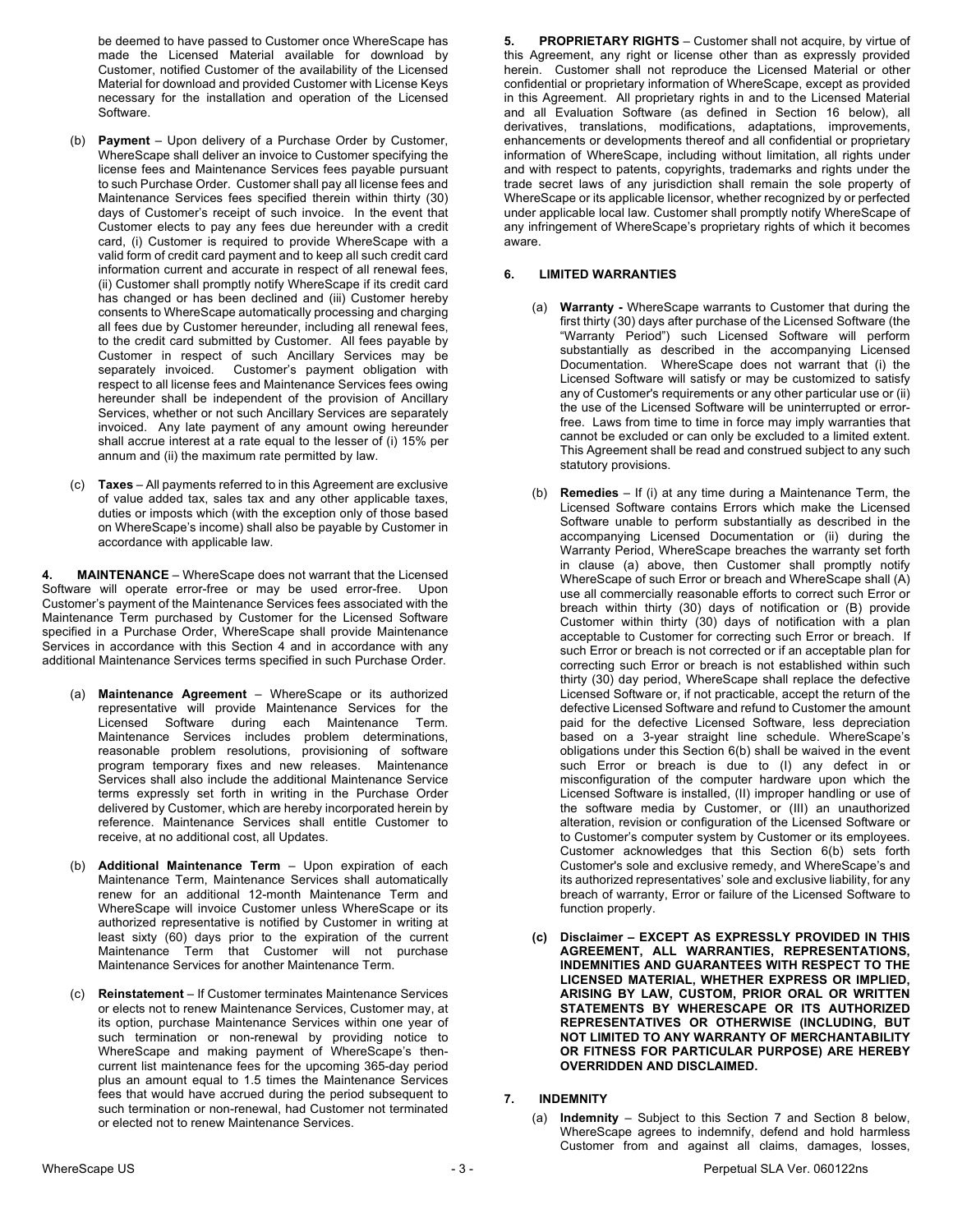be deemed to have passed to Customer once WhereScape has made the Licensed Material available for download by Customer, notified Customer of the availability of the Licensed Material for download and provided Customer with License Keys necessary for the installation and operation of the Licensed Software.

(b) **Payment** – Upon delivery of a Purchase Order by Customer, WhereScape shall deliver an invoice to Customer specifying the license fees and Maintenance Services fees payable pursuant to such Purchase Order. Customer shall pay all license fees and Maintenance Services fees specified therein within thirty (30) days of Customer's receipt of such invoice. In the event that Customer elects to pay any fees due hereunder with a credit card, (i) Customer is required to provide WhereScape with a valid form of credit card payment and to keep all such credit card information current and accurate in respect of all renewal fees, (ii) Customer shall promptly notify WhereScape if its credit card has changed or has been declined and (iii) Customer hereby consents to WhereScape automatically processing and charging all fees due by Customer hereunder, including all renewal fees, to the credit card submitted by Customer. All fees payable by Customer in respect of such Ancillary Services may be separately invoiced. Customer's payment obligation with respect to all license fees and Maintenance Services fees owing hereunder shall be independent of the provision of Ancillary Services, whether or not such Ancillary Services are separately invoiced. Any late payment of any amount owing hereunder shall accrue interest at a rate equal to the lesser of (i) 15% per annum and (ii) the maximum rate permitted by law.

(c) **Taxes** – All payments referred to in this Agreement are exclusive of value added tax, sales tax and any other applicable taxes, duties or imposts which (with the exception only of those based on WhereScape's income) shall also be payable by Customer in accordance with applicable law.

**4. MAINTENANCE** – WhereScape does not warrant that the Licensed Software will operate error-free or may be used error-free. Upon Customer's payment of the Maintenance Services fees associated with the Maintenance Term purchased by Customer for the Licensed Software specified in a Purchase Order, WhereScape shall provide Maintenance Services in accordance with this Section 4 and in accordance with any additional Maintenance Services terms specified in such Purchase Order.

(a) **Maintenance Agreement** – WhereScape or its authorized representative will provide Maintenance Services for the Licensed Software during each Maintenance Term. Maintenance Services includes problem determinations, reasonable problem resolutions, provisioning of software program temporary fixes and new releases. Maintenance Services shall also include the additional Maintenance Service terms expressly set forth in writing in the Purchase Order delivered by Customer, which are hereby incorporated herein by reference. Maintenance Services shall entitle Customer to receive, at no additional cost, all Updates.

(b) **Additional Maintenance Term** – Upon expiration of each Maintenance Term, Maintenance Services shall automatically renew for an additional 12-month Maintenance Term and WhereScape will invoice Customer unless WhereScape or its authorized representative is notified by Customer in writing at least sixty (60) days prior to the expiration of the current Maintenance Term that Customer will not purchase Maintenance Services for another Maintenance Term.

(c) **Reinstatement** – If Customer terminates Maintenance Services or elects not to renew Maintenance Services, Customer may, at its option, purchase Maintenance Services within one year of such termination or non-renewal by providing notice to WhereScape and making payment of WhereScape's then-current list maintenance fees for the upcoming 365-day period plus an amount equal to 1.5 times the Maintenance Services fees that would have accrued during the period subsequent to such termination or non-renewal, had Customer not terminated or elected not to renew Maintenance Services.

**5. PROPRIETARY RIGHTS** – Customer shall not acquire, by virtue of this Agreement, any right or license other than as expressly provided herein. Customer shall not reproduce the Licensed Material or other confidential or proprietary information of WhereScape, except as provided in this Agreement. All proprietary rights in and to the Licensed Material and all Evaluation Software (as defined in Section 16 below), all derivatives, translations, modifications, adaptations, improvements, enhancements or developments thereof and all confidential or proprietary information of WhereScape, including without limitation, all rights under and with respect to patents, copyrights, trademarks and rights under the trade secret laws of any jurisdiction shall remain the sole property of WhereScape or its applicable licensor, whether recognized by or perfected under applicable local law. Customer shall promptly notify WhereScape of any infringement of WhereScape's proprietary rights of which it becomes aware.

**6. LIMITED WARRANTIES**

(a) **Warranty -** WhereScape warrants to Customer that during the first thirty (30) days after purchase of the Licensed Software (the "Warranty Period") such Licensed Software will perform substantially as described in the accompanying Licensed Documentation. WhereScape does not warrant that (i) the Licensed Software will satisfy or may be customized to satisfy any of Customer's requirements or any other particular use or (ii) the use of the Licensed Software will be uninterrupted or error-free. Laws from time to time in force may imply warranties that cannot be excluded or can only be excluded to a limited extent. This Agreement shall be read and construed subject to any such statutory provisions.

(b) **Remedies** – If (i) at any time during a Maintenance Term, the Licensed Software contains Errors which make the Licensed Software unable to perform substantially as described in the accompanying Licensed Documentation or (ii) during the Warranty Period, WhereScape breaches the warranty set forth in clause (a) above, then Customer shall promptly notify WhereScape of such Error or breach and WhereScape shall (A) use all commercially reasonable efforts to correct such Error or breach within thirty (30) days of notification or (B) provide Customer within thirty (30) days of notification with a plan acceptable to Customer for correcting such Error or breach. If such Error or breach is not corrected or if an acceptable plan for correcting such Error or breach is not established within such thirty (30) day period, WhereScape shall replace the defective Licensed Software or, if not practicable, accept the return of the defective Licensed Software and refund to Customer the amount paid for the defective Licensed Software, less depreciation based on a 3-year straight line schedule. WhereScape's obligations under this Section 6(b) shall be waived in the event such Error or breach is due to (I) any defect in or misconfiguration of the computer hardware upon which the Licensed Software is installed, (II) improper handling or use of the software media by Customer, or (III) an unauthorized alteration, revision or configuration of the Licensed Software or to Customer's computer system by Customer or its employees. Customer acknowledges that this Section 6(b) sets forth Customer's sole and exclusive remedy, and WhereScape's and its authorized representatives' sole and exclusive liability, for any breach of warranty, Error or failure of the Licensed Software to function properly.

**(c) Disclaimer – EXCEPT AS EXPRESSLY PROVIDED IN THIS AGREEMENT, ALL WARRANTIES, REPRESENTATIONS, INDEMNITIES AND GUARANTEES WITH RESPECT TO THE LICENSED MATERIAL, WHETHER EXPRESS OR IMPLIED, ARISING BY LAW, CUSTOM, PRIOR ORAL OR WRITTEN STATEMENTS BY WHERESCAPE OR ITS AUTHORIZED REPRESENTATIVES OR OTHERWISE (INCLUDING, BUT NOT LIMITED TO ANY WARRANTY OF MERCHANTABILITY OR FITNESS FOR PARTICULAR PURPOSE) ARE HEREBY OVERRIDDEN AND DISCLAIMED.**

**7. INDEMNITY**

(a) **Indemnity** – Subject to this Section 7 and Section 8 below, WhereScape agrees to indemnify, defend and hold harmless Customer from and against all claims, damages, losses,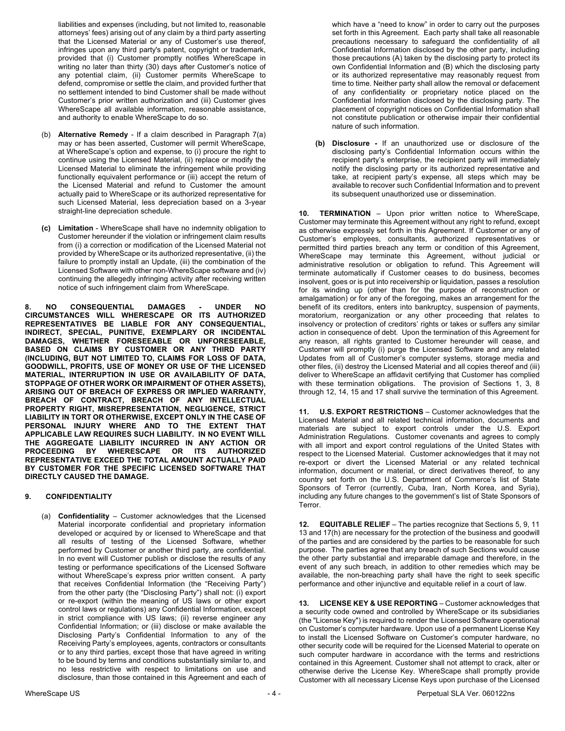liabilities and expenses (including, but not limited to, reasonable attorneys' fees) arising out of any claim by a third party asserting that the Licensed Material or any of Customer's use thereof, infringes upon any third party's patent, copyright or trademark, provided that (i) Customer promptly notifies WhereScape in writing no later than thirty (30) days after Customer's notice of any potential claim, (ii) Customer permits WhereScape to defend, compromise or settle the claim, and provided further that no settlement intended to bind Customer shall be made without Customer's prior written authorization and (iii) Customer gives WhereScape all available information, reasonable assistance, and authority to enable WhereScape to do so.

(b) **Alternative Remedy** - If a claim described in Paragraph 7(a) may or has been asserted, Customer will permit WhereScape, at WhereScape's option and expense, to (i) procure the right to continue using the Licensed Material, (ii) replace or modify the Licensed Material to eliminate the infringement while providing functionally equivalent performance or (iii) accept the return of the Licensed Material and refund to Customer the amount actually paid to WhereScape or its authorized representative for such Licensed Material, less depreciation based on a 3-year straight-line depreciation schedule.

**(c) Limitation** - WhereScape shall have no indemnity obligation to Customer hereunder if the violation or infringement claim results from (i) a correction or modification of the Licensed Material not provided by WhereScape or its authorized representative, (ii) the failure to promptly install an Update, (iii) the combination of the Licensed Software with other non-WhereScape software and (iv) continuing the allegedly infringing activity after receiving written notice of such infringement claim from WhereScape.

**8. NO CONSEQUENTIAL DAMAGES - UNDER NO CIRCUMSTANCES WILL WHERESCAPE OR ITS AUTHORIZED REPRESENTATIVES BE LIABLE FOR ANY CONSEQUENTIAL, INDIRECT, SPECIAL, PUNITIVE, EXEMPLARY OR INCIDENTAL DAMAGES, WHETHER FORESEEABLE OR UNFORESEEABLE, BASED ON CLAIMS BY CUSTOMER OR ANY THIRD PARTY (INCLUDING, BUT NOT LIMITED TO, CLAIMS FOR LOSS OF DATA, GOODWILL, PROFITS, USE OF MONEY OR USE OF THE LICENSED MATERIAL, INTERRUPTION IN USE OR AVAILABILITY OF DATA, STOPPAGE OF OTHER WORK OR IMPAIRMENT OF OTHER ASSETS), ARISING OUT OF BREACH OF EXPRESS OR IMPLIED WARRANTY, BREACH OF CONTRACT, BREACH OF ANY INTELLECTUAL PROPERTY RIGHT, MISREPRESENTATION, NEGLIGENCE, STRICT LIABILITY IN TORT OR OTHERWISE, EXCEPT ONLY IN THE CASE OF PERSONAL INJURY WHERE AND TO THE EXTENT THAT APPLICABLE LAW REQUIRES SUCH LIABILITY. IN NO EVENT WILL THE AGGREGATE LIABILITY INCURRED IN ANY ACTION OR PROCEEDING BY WHERESCAPE OR ITS AUTHORIZED REPRESENTATIVE EXCEED THE TOTAL AMOUNT ACTUALLY PAID BY CUSTOMER FOR THE SPECIFIC LICENSED SOFTWARE THAT DIRECTLY CAUSED THE DAMAGE.**

**9. CONFIDENTIALITY**

(a) **Confidentiality** – Customer acknowledges that the Licensed Material incorporate confidential and proprietary information developed or acquired by or licensed to WhereScape and that all results of testing of the Licensed Software, whether performed by Customer or another third party, are confidential. In no event will Customer publish or disclose the results of any testing or performance specifications of the Licensed Software without WhereScape's express prior written consent. A party that receives Confidential Information (the "Receiving Party") from the other party (the "Disclosing Party") shall not: (i) export or re-export (within the meaning of US laws or other export control laws or regulations) any Confidential Information, except in strict compliance with US laws; (ii) reverse engineer any Confidential Information; or (iii) disclose or make available the Disclosing Party's Confidential Information to any of the Receiving Party's employees, agents, contractors or consultants or to any third parties, except those that have agreed in writing to be bound by terms and conditions substantially similar to, and no less restrictive with respect to limitations on use and disclosure, than those contained in this Agreement and each of which have a "need to know" in order to carry out the purposes set forth in this Agreement. Each party shall take all reasonable precautions necessary to safeguard the confidentiality of all Confidential Information disclosed by the other party, including those precautions (A) taken by the disclosing party to protect its own Confidential Information and (B) which the disclosing party or its authorized representative may reasonably request from time to time. Neither party shall allow the removal or defacement of any confidentiality or proprietary notice placed on the Confidential Information disclosed by the disclosing party. The placement of copyright notices on Confidential Information shall not constitute publication or otherwise impair their confidential nature of such information.

**(b) Disclosure -** If an unauthorized use or disclosure of the disclosing party's Confidential Information occurs within the recipient party's enterprise, the recipient party will immediately notify the disclosing party or its authorized representative and take, at recipient party's expense, all steps which may be available to recover such Confidential Information and to prevent its subsequent unauthorized use or dissemination.

**10. TERMINATION** – Upon prior written notice to WhereScape, Customer may terminate this Agreement without any right to refund, except as otherwise expressly set forth in this Agreement. If Customer or any of Customer's employees, consultants, authorized representatives or permitted third parties breach any term or condition of this Agreement, WhereScape may terminate this Agreement, without judicial or administrative resolution or obligation to refund. This Agreement will terminate automatically if Customer ceases to do business, becomes insolvent, goes or is put into receivership or liquidation, passes a resolution for its winding up (other than for the purpose of reconstruction or amalgamation) or for any of the foregoing, makes an arrangement for the benefit of its creditors, enters into bankruptcy, suspension of payments, moratorium, reorganization or any other proceeding that relates to insolvency or protection of creditors' rights or takes or suffers any similar action in consequence of debt. Upon the termination of this Agreement for any reason, all rights granted to Customer hereunder will cease, and Customer will promptly (i) purge the Licensed Software and any related Updates from all of Customer's computer systems, storage media and other files, (ii) destroy the Licensed Material and all copies thereof and (iii) deliver to WhereScape an affidavit certifying that Customer has complied with these termination obligations. The provision of Sections 1, 3, 8 through 12, 14, 15 and 17 shall survive the termination of this Agreement.

**11. U.S. EXPORT RESTRICTIONS** – Customer acknowledges that the Licensed Material and all related technical information, documents and materials are subject to export controls under the U.S. Export Administration Regulations. Customer covenants and agrees to comply with all import and export control regulations of the United States with respect to the Licensed Material. Customer acknowledges that it may not re-export or divert the Licensed Material or any related technical information, document or material, or direct derivatives thereof, to any country set forth on the U.S. Department of Commerce's list of State Sponsors of Terror (currently, Cuba, Iran, North Korea, and Syria), including any future changes to the government's list of State Sponsors of Terror.

**12. EQUITABLE RELIEF** – The parties recognize that Sections 5, 9, 11 13 and 17(h) are necessary for the protection of the business and goodwill of the parties and are considered by the parties to be reasonable for such purpose. The parties agree that any breach of such Sections would cause the other party substantial and irreparable damage and therefore, in the event of any such breach, in addition to other remedies which may be available, the non-breaching party shall have the right to seek specific performance and other injunctive and equitable relief in a court of law.

**13. LICENSE KEY & USE REPORTING** – Customer acknowledges that a security code owned and controlled by WhereScape or its subsidiaries (the "License Key") is required to render the Licensed Software operational on Customer's computer hardware. Upon use of a permanent License Key to install the Licensed Software on Customer's computer hardware, no other security code will be required for the Licensed Material to operate on such computer hardware in accordance with the terms and restrictions contained in this Agreement. Customer shall not attempt to crack, alter or otherwise derive the License Key. WhereScape shall promptly provide Customer with all necessary License Keys upon purchase of the Licensed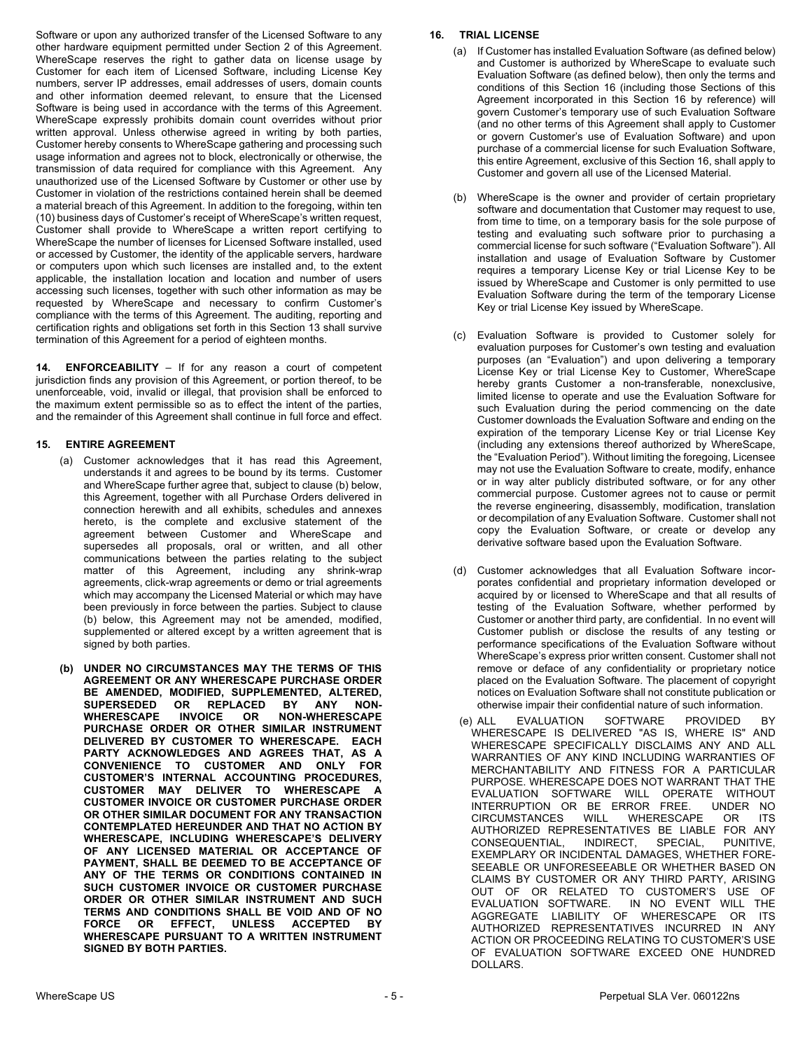Software or upon any authorized transfer of the Licensed Software to any other hardware equipment permitted under Section 2 of this Agreement. WhereScape reserves the right to gather data on license usage by Customer for each item of Licensed Software, including License Key numbers, server IP addresses, email addresses of users, domain counts and other information deemed relevant, to ensure that the Licensed Software is being used in accordance with the terms of this Agreement. WhereScape expressly prohibits domain count overrides without prior written approval. Unless otherwise agreed in writing by both parties, Customer hereby consents to WhereScape gathering and processing such usage information and agrees not to block, electronically or otherwise, the transmission of data required for compliance with this Agreement. Any unauthorized use of the Licensed Software by Customer or other use by Customer in violation of the restrictions contained herein shall be deemed a material breach of this Agreement. In addition to the foregoing, within ten (10) business days of Customer's receipt of WhereScape's written request, Customer shall provide to WhereScape a written report certifying to WhereScape the number of licenses for Licensed Software installed, used or accessed by Customer, the identity of the applicable servers, hardware or computers upon which such licenses are installed and, to the extent applicable, the installation location and location and number of users accessing such licenses, together with such other information as may be requested by WhereScape and necessary to confirm Customer's compliance with the terms of this Agreement. The auditing, reporting and certification rights and obligations set forth in this Section 13 shall survive termination of this Agreement for a period of eighteen months.

**14. ENFORCEABILITY** – If for any reason a court of competent jurisdiction finds any provision of this Agreement, or portion thereof, to be unenforceable, void, invalid or illegal, that provision shall be enforced to the maximum extent permissible so as to effect the intent of the parties, and the remainder of this Agreement shall continue in full force and effect.

**15. ENTIRE AGREEMENT**

(a) Customer acknowledges that it has read this Agreement, understands it and agrees to be bound by its terms. Customer and WhereScape further agree that, subject to clause (b) below, this Agreement, together with all Purchase Orders delivered in connection herewith and all exhibits, schedules and annexes hereto, is the complete and exclusive statement of the agreement between Customer and WhereScape and supersedes all proposals, oral or written, and all other communications between the parties relating to the subject matter of this Agreement, including any shrink-wrap agreements, click-wrap agreements or demo or trial agreements which may accompany the Licensed Material or which may have been previously in force between the parties. Subject to clause (b) below, this Agreement may not be amended, modified, supplemented or altered except by a written agreement that is signed by both parties.

**(b) UNDER NO CIRCUMSTANCES MAY THE TERMS OF THIS AGREEMENT OR ANY WHERESCAPE PURCHASE ORDER BE AMENDED, MODIFIED, SUPPLEMENTED, ALTERED, SUPERSEDED OR REPLACED BY ANY NON-WHERESCAPE INVOICE OR NON-WHERESCAPE PURCHASE ORDER OR OTHER SIMILAR INSTRUMENT DELIVERED BY CUSTOMER TO WHERESCAPE. EACH PARTY ACKNOWLEDGES AND AGREES THAT, AS A CONVENIENCE TO CUSTOMER AND ONLY FOR CUSTOMER'S INTERNAL ACCOUNTING PROCEDURES, CUSTOMER MAY DELIVER TO WHERESCAPE A CUSTOMER INVOICE OR CUSTOMER PURCHASE ORDER OR OTHER SIMILAR DOCUMENT FOR ANY TRANSACTION CONTEMPLATED HEREUNDER AND THAT NO ACTION BY WHERESCAPE, INCLUDING WHERESCAPE'S DELIVERY OF ANY LICENSED MATERIAL OR ACCEPTANCE OF PAYMENT, SHALL BE DEEMED TO BE ACCEPTANCE OF ANY OF THE TERMS OR CONDITIONS CONTAINED IN SUCH CUSTOMER INVOICE OR CUSTOMER PURCHASE ORDER OR OTHER SIMILAR INSTRUMENT AND SUCH TERMS AND CONDITIONS SHALL BE VOID AND OF NO FORCE OR EFFECT, UNLESS ACCEPTED BY WHERESCAPE PURSUANT TO A WRITTEN INSTRUMENT SIGNED BY BOTH PARTIES.**

**16. TRIAL LICENSE**

(a) If Customer has installed Evaluation Software (as defined below) and Customer is authorized by WhereScape to evaluate such Evaluation Software (as defined below), then only the terms and conditions of this Section 16 (including those Sections of this Agreement incorporated in this Section 16 by reference) will govern Customer's temporary use of such Evaluation Software (and no other terms of this Agreement shall apply to Customer or govern Customer's use of Evaluation Software) and upon purchase of a commercial license for such Evaluation Software, this entire Agreement, exclusive of this Section 16, shall apply to Customer and govern all use of the Licensed Material.

(b) WhereScape is the owner and provider of certain proprietary software and documentation that Customer may request to use, from time to time, on a temporary basis for the sole purpose of testing and evaluating such software prior to purchasing a commercial license for such software ("Evaluation Software"). All installation and usage of Evaluation Software by Customer requires a temporary License Key or trial License Key to be issued by WhereScape and Customer is only permitted to use Evaluation Software during the term of the temporary License Key or trial License Key issued by WhereScape.

(c) Evaluation Software is provided to Customer solely for evaluation purposes for Customer's own testing and evaluation purposes (an "Evaluation") and upon delivering a temporary License Key or trial License Key to Customer, WhereScape hereby grants Customer a non-transferable, nonexclusive, limited license to operate and use the Evaluation Software for such Evaluation during the period commencing on the date Customer downloads the Evaluation Software and ending on the expiration of the temporary License Key or trial License Key (including any extensions thereof authorized by WhereScape, the "Evaluation Period"). Without limiting the foregoing, Licensee may not use the Evaluation Software to create, modify, enhance or in way alter publicly distributed software, or for any other commercial purpose. Customer agrees not to cause or permit the reverse engineering, disassembly, modification, translation or decompilation of any Evaluation Software. Customer shall not copy the Evaluation Software, or create or develop any derivative software based upon the Evaluation Software.

(d) Customer acknowledges that all Evaluation Software incorporates confidential and proprietary information developed or acquired by or licensed to WhereScape and that all results of testing of the Evaluation Software, whether performed by Customer or another third party, are confidential. In no event will Customer publish or disclose the results of any testing or performance specifications of the Evaluation Software without WhereScape's express prior written consent. Customer shall not remove or deface of any confidentiality or proprietary notice placed on the Evaluation Software. The placement of copyright notices on Evaluation Software shall not constitute publication or otherwise impair their confidential nature of such information.

(e) ALL EVALUATION SOFTWARE PROVIDED BY WHERESCAPE IS DELIVERED "AS IS, WHERE IS" AND WHERESCAPE SPECIFICALLY DISCLAIMS ANY AND ALL WARRANTIES OF ANY KIND INCLUDING WARRANTIES OF MERCHANTABILITY AND FITNESS FOR A PARTICULAR PURPOSE. WHERESCAPE DOES NOT WARRANT THAT THE EVALUATION SOFTWARE WILL OPERATE WITHOUT INTERRUPTION OR BE ERROR FREE. UNDER NO CIRCUMSTANCES WILL WHERESCAPE OR ITS AUTHORIZED REPRESENTATIVES BE LIABLE FOR ANY CONSEQUENTIAL, INDIRECT, SPECIAL, PUNITIVE, EXEMPLARY OR INCIDENTAL DAMAGES, WHETHER FORESEEABLE OR UNFORESEEABLE OR WHETHER BASED ON CLAIMS BY CUSTOMER OR ANY THIRD PARTY, ARISING OUT OF OR RELATED TO CUSTOMER'S USE OF EVALUATION SOFTWARE. IN NO EVENT WILL THE AGGREGATE LIABILITY OF WHERESCAPE OR ITS AUTHORIZED REPRESENTATIVES INCURRED IN ANY ACTION OR PROCEEDING RELATING TO CUSTOMER'S USE OF EVALUATION SOFTWARE EXCEED ONE HUNDRED DOLLARS.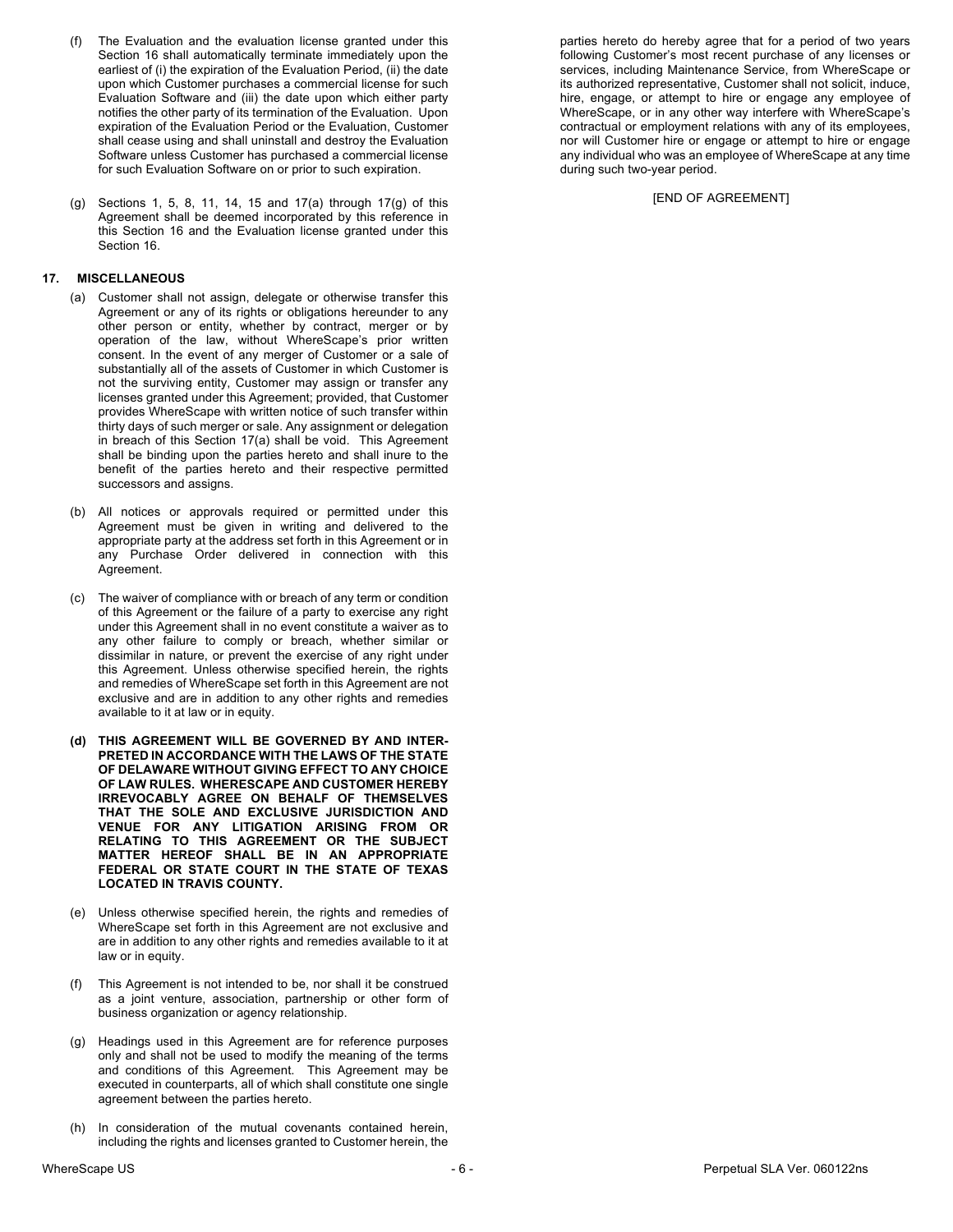(f) The Evaluation and the evaluation license granted under this Section 16 shall automatically terminate immediately upon the earliest of (i) the expiration of the Evaluation Period, (ii) the date upon which Customer purchases a commercial license for such Evaluation Software and (iii) the date upon which either party notifies the other party of its termination of the Evaluation. Upon expiration of the Evaluation Period or the Evaluation, Customer shall cease using and shall uninstall and destroy the Evaluation Software unless Customer has purchased a commercial license for such Evaluation Software on or prior to such expiration.

(g) Sections 1, 5, 8, 11, 14, 15 and 17(a) through 17(g) of this Agreement shall be deemed incorporated by this reference in this Section 16 and the Evaluation license granted under this Section 16.

## 17. MISCELLANEOUS

(a) Customer shall not assign, delegate or otherwise transfer this Agreement or any of its rights or obligations hereunder to any other person or entity, whether by contract, merger or by operation of the law, without WhereScape's prior written consent. In the event of any merger of Customer or a sale of substantially all of the assets of Customer in which Customer is not the surviving entity, Customer may assign or transfer any licenses granted under this Agreement; provided, that Customer provides WhereScape with written notice of such transfer within thirty days of such merger or sale. Any assignment or delegation in breach of this Section 17(a) shall be void. This Agreement shall be binding upon the parties hereto and shall inure to the benefit of the parties hereto and their respective permitted successors and assigns.

(b) All notices or approvals required or permitted under this Agreement must be given in writing and delivered to the appropriate party at the address set forth in this Agreement or in any Purchase Order delivered in connection with this Agreement.

(c) The waiver of compliance with or breach of any term or condition of this Agreement or the failure of a party to exercise any right under this Agreement shall in no event constitute a waiver as to any other failure to comply or breach, whether similar or dissimilar in nature, or prevent the exercise of any right under this Agreement. Unless otherwise specified herein, the rights and remedies of WhereScape set forth in this Agreement are not exclusive and are in addition to any other rights and remedies available to it at law or in equity.

**(d) THIS AGREEMENT WILL BE GOVERNED BY AND INTERPRETED IN ACCORDANCE WITH THE LAWS OF THE STATE OF DELAWARE WITHOUT GIVING EFFECT TO ANY CHOICE OF LAW RULES. WHERESCAPE AND CUSTOMER HEREBY IRREVOCABLY AGREE ON BEHALF OF THEMSELVES THAT THE SOLE AND EXCLUSIVE JURISDICTION AND VENUE FOR ANY LITIGATION ARISING FROM OR RELATING TO THIS AGREEMENT OR THE SUBJECT MATTER HEREOF SHALL BE IN AN APPROPRIATE FEDERAL OR STATE COURT IN THE STATE OF TEXAS LOCATED IN TRAVIS COUNTY.**

(e) Unless otherwise specified herein, the rights and remedies of WhereScape set forth in this Agreement are not exclusive and are in addition to any other rights and remedies available to it at law or in equity.

(f) This Agreement is not intended to be, nor shall it be construed as a joint venture, association, partnership or other form of business organization or agency relationship.

(g) Headings used in this Agreement are for reference purposes only and shall not be used to modify the meaning of the terms and conditions of this Agreement. This Agreement may be executed in counterparts, all of which shall constitute one single agreement between the parties hereto.

(h) In consideration of the mutual covenants contained herein, including the rights and licenses granted to Customer herein, the parties hereto do hereby agree that for a period of two years following Customer's most recent purchase of any licenses or services, including Maintenance Service, from WhereScape or its authorized representative, Customer shall not solicit, induce, hire, engage, or attempt to hire or engage any employee of WhereScape, or in any other way interfere with WhereScape's contractual or employment relations with any of its employees, nor will Customer hire or engage or attempt to hire or engage any individual who was an employee of WhereScape at any time during such two-year period.

[END OF AGREEMENT]